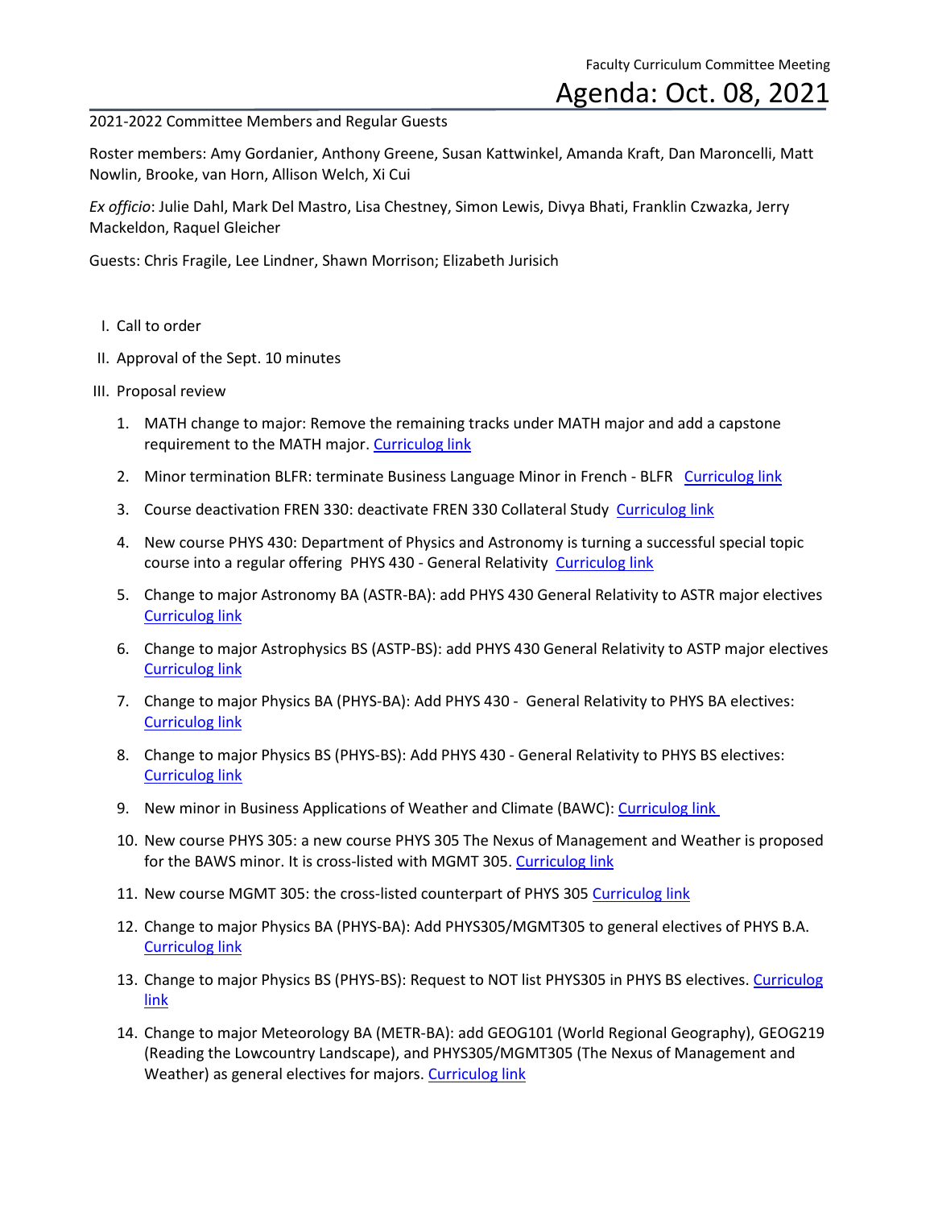Faculty Curriculum Committee Meeting

# Agenda: Oct. 08, 2021

2021-2022 Committee Members and Regular Guests

Roster members: Amy Gordanier, Anthony Greene, Susan Kattwinkel, Amanda Kraft, Dan Maroncelli, Matt Nowlin, Brooke, van Horn, Allison Welch, Xi Cui

*Ex officio*: Julie Dahl, Mark Del Mastro, Lisa Chestney, Simon Lewis, Divya Bhati, Franklin Czwazka, Jerry Mackeldon, Raquel Gleicher

Guests: Chris Fragile, Lee Lindner, Shawn Morrison; Elizabeth Jurisich

I. Call to order

II. Approval of the Sept. 10 minutes

III. Proposal review

1. MATH change to major: Remove the remaining tracks under MATH major and add a capstone requirement to the MATH major. Curriculog link
2. Minor termination BLFR: terminate Business Language Minor in French - BLFR Curriculog link
3. Course deactivation FREN 330: deactivate FREN 330 Collateral Study Curriculog link
4. New course PHYS 430: Department of Physics and Astronomy is turning a successful special topic course into a regular offering PHYS 430 - General Relativity Curriculog link
5. Change to major Astronomy BA (ASTR-BA): add PHYS 430 General Relativity to ASTR major electives Curriculog link
6. Change to major Astrophysics BS (ASTP-BS): add PHYS 430 General Relativity to ASTP major electives Curriculog link
7. Change to major Physics BA (PHYS-BA): Add PHYS 430 - General Relativity to PHYS BA electives: Curriculog link
8. Change to major Physics BS (PHYS-BS): Add PHYS 430 - General Relativity to PHYS BS electives: Curriculog link
9. New minor in Business Applications of Weather and Climate (BAWC): Curriculog link
10. New course PHYS 305: a new course PHYS 305 The Nexus of Management and Weather is proposed for the BAWS minor. It is cross-listed with MGMT 305. Curriculog link
11. New course MGMT 305: the cross-listed counterpart of PHYS 305 Curriculog link
12. Change to major Physics BA (PHYS-BA): Add PHYS305/MGMT305 to general electives of PHYS B.A. Curriculog link
13. Change to major Physics BS (PHYS-BS): Request to NOT list PHYS305 in PHYS BS electives. Curriculog link
14. Change to major Meteorology BA (METR-BA): add GEOG101 (World Regional Geography), GEOG219 (Reading the Lowcountry Landscape), and PHYS305/MGMT305 (The Nexus of Management and Weather) as general electives for majors. Curriculog link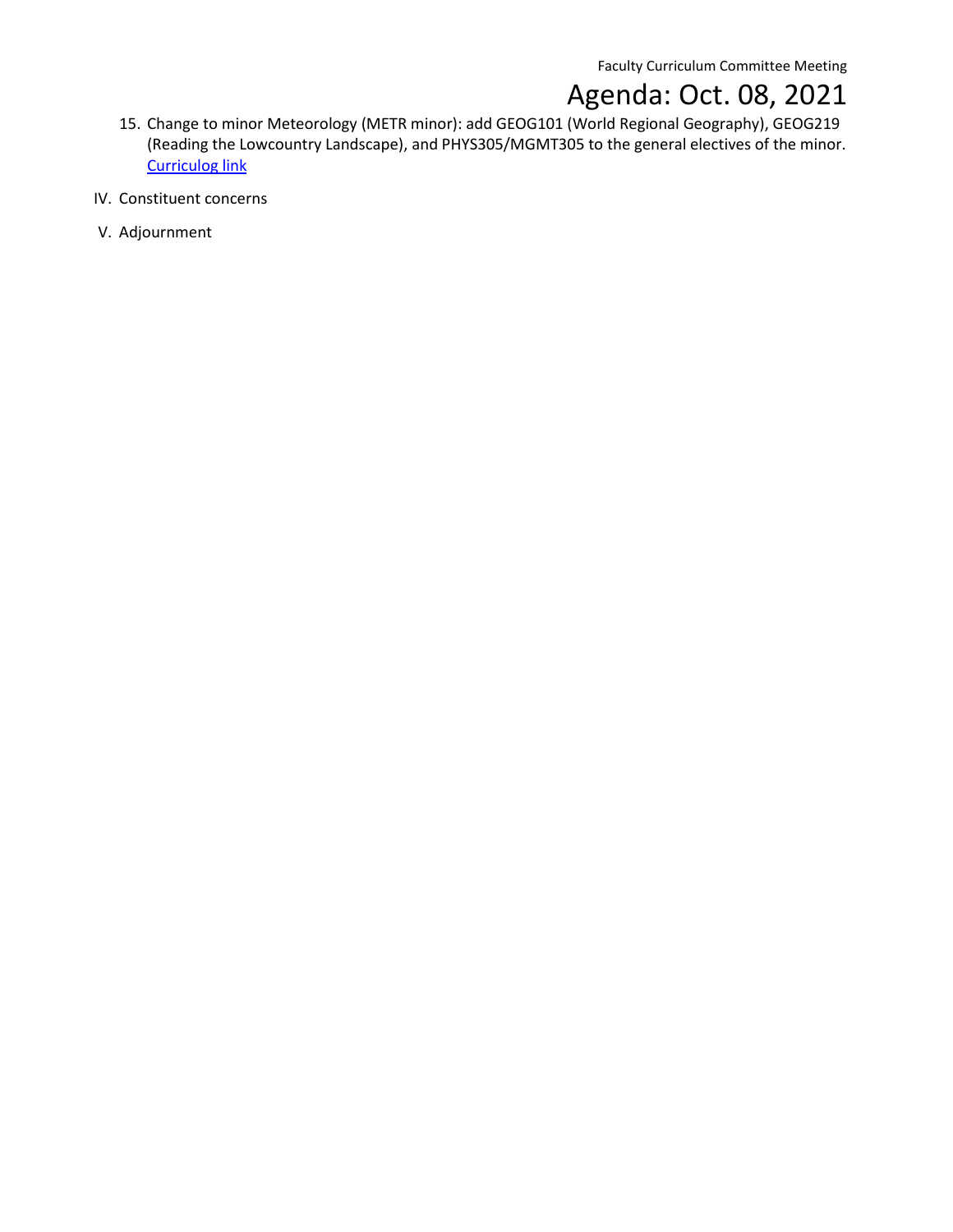15. Change to minor Meteorology (METR minor): add GEOG101 (World Regional Geography), GEOG219 (Reading the Lowcountry Landscape), and PHYS305/MGMT305 to the general electives of the minor. [Curriculog link]

IV. Constituent concerns

V. Adjournment